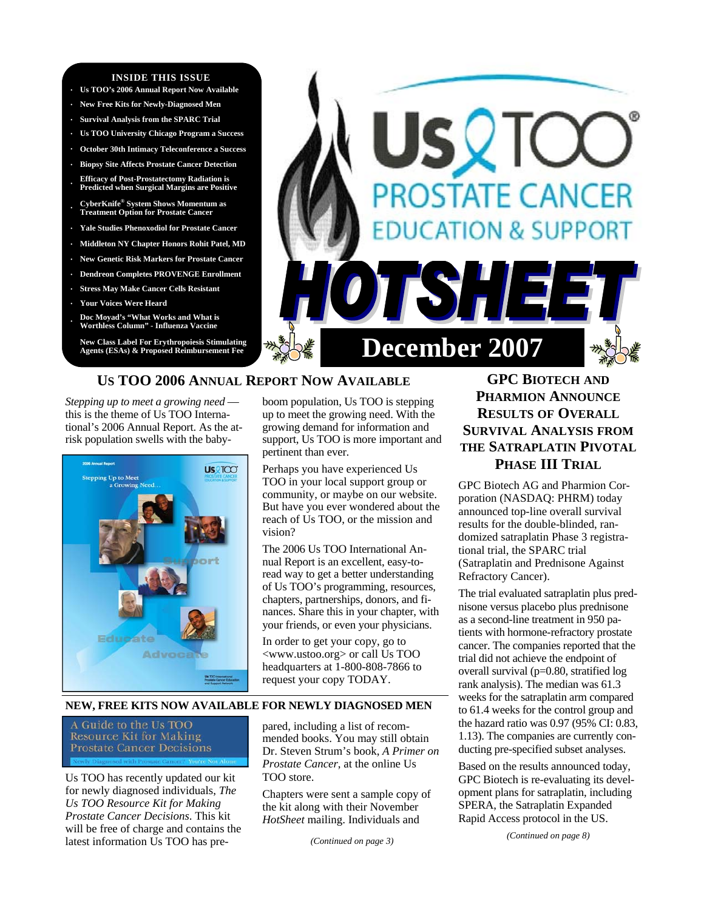**INSIDE THIS ISSUE**

- Us TOO's 2006 Annual Report Now Available
- New Free Kits for Newly-Diagnosed Men
- Survival Analysis from the SPARC Trial
- Us TOO University Chicago Program a Success
- October 30th Intimacy Teleconference a Success
- Biopsy Site Affects Prostate Cancer Detection
- Efficacy of Post-Prostatectomy Radiation is Predicted when Surgical Margins are Positive
- CyberKnife® System Shows Momentum as Treatment Option for Prostate Cancer
- Yale Studies Phenoxodiol for Prostate Cancer
- Middleton NY Chapter Honors Rohit Patel, MD
- New Genetic Risk Markers for Prostate Cancer
- Dendreon Completes PROVENGE Enrollment
- Stress May Make Cancer Cells Resistant
- Your Voices Were Heard
- Doc Moyad's "What Works and What is Worthless Column" - Influenza Vaccine
- New Class Label For Erythropoiesis Stimulating Agents (ESAs) & Proposed Reimbursement Fee

# Us TOO PROSTATE CANCER EDUCATION & SUPPORT HOTSHEET

## December 2007

## Us TOO 2006 Annual Report Now Available

*Stepping up to meet a growing need* — this is the theme of Us TOO International's 2006 Annual Report. As the at-risk population swells with the baby-boom population, Us TOO is stepping up to meet the growing need. With the growing demand for information and support, Us TOO is more important and pertinent than ever.

Perhaps you have experienced Us TOO in your local support group or community, or maybe on our website. But have you ever wondered about the reach of Us TOO, or the mission and vision?

The 2006 Us TOO International Annual Report is an excellent, easy-to-read way to get a better understanding of Us TOO's programming, resources, chapters, partnerships, donors, and finances. Share this in your chapter, with your friends, or even your physicians.

In order to get your copy, go to <www.ustoo.org> or call Us TOO headquarters at 1-800-808-7866 to request your copy TODAY.

## New, Free Kits Now Available for Newly Diagnosed Men

A Guide to the Us TOO Resource Kit for Making Prostate Cancer Decisions

Newly Diagnosed with Prostate Cancer? You're Not Alone

Us TOO has recently updated our kit for newly diagnosed individuals, *The Us TOO Resource Kit for Making Prostate Cancer Decisions*. This kit will be free of charge and contains the latest information Us TOO has prepared, including a list of recommended books. You may still obtain Dr. Steven Strum's book, *A Primer on Prostate Cancer*, at the online Us TOO store.

Chapters were sent a sample copy of the kit along with their November *HotSheet* mailing. Individuals and

*(Continued on page 3)*

## GPC Biotech and Pharmion Announce Results of Overall Survival Analysis from the Satraplatin Pivotal Phase III Trial

GPC Biotech AG and Pharmion Corporation (NASDAQ: PHRM) today announced top-line overall survival results for the double-blinded, randomized satraplatin Phase 3 registrational trial, the SPARC trial (Satraplatin and Prednisone Against Refractory Cancer).

The trial evaluated satraplatin plus prednisone versus placebo plus prednisone as a second-line treatment in 950 patients with hormone-refractory prostate cancer. The companies reported that the trial did not achieve the endpoint of overall survival ($p=0.80$, stratified log rank analysis). The median was 61.3 weeks for the satraplatin arm compared to 61.4 weeks for the control group and the hazard ratio was 0.97 (95% CI: 0.83, 1.13). The companies are currently conducting pre-specified subset analyses.

Based on the results announced today, GPC Biotech is re-evaluating its development plans for satraplatin, including SPERA, the Satraplatin Expanded Rapid Access protocol in the US.

*(Continued on page 8)*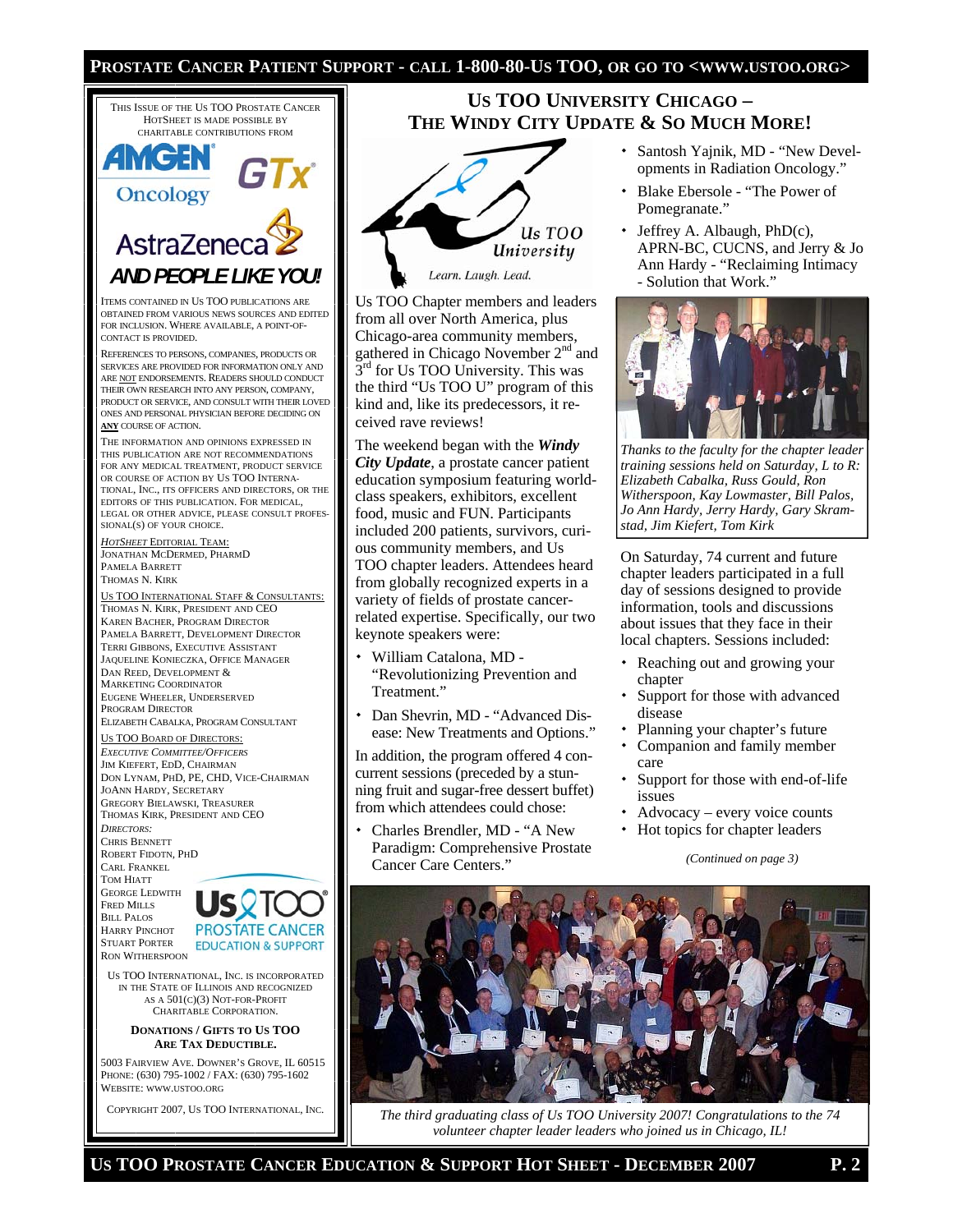This issue of the Us TOO Prostate Cancer HotSheet is made possible by charitable contributions from

AMGEN Oncology

GTx

AstraZeneca

*AND PEOPLE LIKE YOU!*

Items contained in Us TOO publications are obtained from various news sources and edited for inclusion. Where available, a point-of-contact is provided.

References to persons, companies, products or services are provided for information only and are NOT endorsements. Readers should conduct their own research into any person, company, product or service, and consult with their loved ones and personal physician before deciding on **ANY** course of action.

The information and opinions expressed in this publication are not recommendations for any medical treatment, product service or course of action by Us TOO International, Inc., its officers and directors, or the editors of this publication. For medical, legal or other advice, please consult professional(s) of your choice.

*HotSheet* Editorial Team:
Jonathan McDermed, PharmD
Pamela Barrett
Thomas N. Kirk

Us TOO International Staff & Consultants:
Thomas N. Kirk, President and CEO
Karen Bacher, Program Director
Pamela Barrett, Development Director
Terri Gibbons, Executive Assistant
Jaqueline Konieczka, Office Manager
Dan Reed, Development & Marketing Coordinator
Eugene Wheeler, Underserved Program Director
Elizabeth Cabalka, Program Consultant

Us TOO Board of Directors:
*Executive Committee/Officers*
Jim Kiefert, EdD, Chairman
Don Lynam, PhD, PE, CHD, Vice-Chairman
JoAnn Hardy, Secretary
Gregory Bielawski, Treasurer
Thomas Kirk, President and CEO

*Directors:*
Chris Bennett
Robert Fidotn, PhD
Carl Frankel
Tom Hiatt
George Ledwith
Fred Mills
Bill Palos
Harry Pinchot
Stuart Porter
Ron Witherspoon

Us TOO Prostate Cancer Education & Support

Us TOO International, Inc. is incorporated in the State of Illinois and recognized as a 501(c)(3) Not-for-Profit Charitable Corporation.

**Donations / Gifts to Us TOO Are Tax Deductible.**

5003 Fairview Ave. Downer's Grove, IL 60515
Phone: (630) 795-1002 / Fax: (630) 795-1602
Website: www.ustoo.org

Copyright 2007, Us TOO International, Inc.

# Us TOO University Chicago – The Windy City Update & So Much More!

Us TOO University — Learn. Laugh. Lead.

Us TOO Chapter members and leaders from all over North America, plus Chicago-area community members, gathered in Chicago November 2nd and 3rd for Us TOO University. This was the third "Us TOO U" program of this kind and, like its predecessors, it received rave reviews!

The weekend began with the ***Windy City Update***, a prostate cancer patient education symposium featuring world-class speakers, exhibitors, excellent food, music and FUN. Participants included 200 patients, survivors, curious community members, and Us TOO chapter leaders. Attendees heard from globally recognized experts in a variety of fields of prostate cancer-related expertise. Specifically, our two keynote speakers were:

- William Catalona, MD - "Revolutionizing Prevention and Treatment."
- Dan Shevrin, MD - "Advanced Disease: New Treatments and Options."

In addition, the program offered 4 concurrent sessions (preceded by a stunning fruit and sugar-free dessert buffet) from which attendees could chose:

- Charles Brendler, MD - "A New Paradigm: Comprehensive Prostate Cancer Care Centers."
- Santosh Yajnik, MD - "New Developments in Radiation Oncology."
- Blake Ebersole - "The Power of Pomegranate."
- Jeffrey A. Albaugh, PhD(c), APRN-BC, CUCNS, and Jerry & Jo Ann Hardy - "Reclaiming Intimacy - Solution that Work."

*Thanks to the faculty for the chapter leader training sessions held on Saturday, L to R: Elizabeth Cabalka, Russ Gould, Ron Witherspoon, Kay Lowmaster, Bill Palos, Jo Ann Hardy, Jerry Hardy, Gary Skramstad, Jim Kiefert, Tom Kirk*

On Saturday, 74 current and future chapter leaders participated in a full day of sessions designed to provide information, tools and discussions about issues that they face in their local chapters. Sessions included:

- Reaching out and growing your chapter
- Support for those with advanced disease
- Planning your chapter's future
- Companion and family member care
- Support for those with end-of-life issues
- Advocacy – every voice counts
- Hot topics for chapter leaders

*(Continued on page 3)*

*The third graduating class of Us TOO University 2007! Congratulations to the 74 volunteer chapter leader leaders who joined us in Chicago, IL!*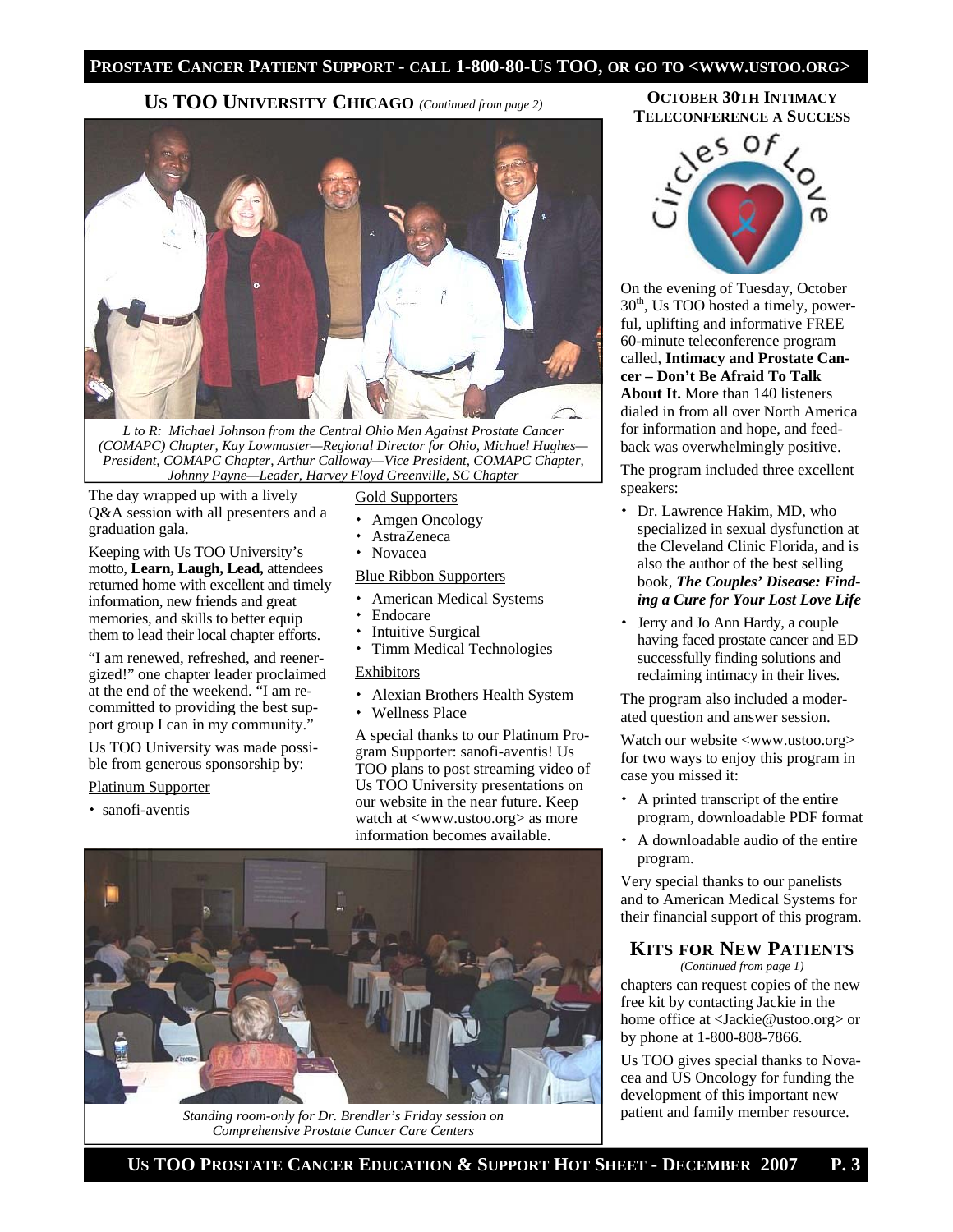## Us TOO University Chicago *(Continued from page 2)*

*L to R: Michael Johnson from the Central Ohio Men Against Prostate Cancer (COMAPC) Chapter, Kay Lowmaster—Regional Director for Ohio, Michael Hughes—President, COMAPC Chapter, Arthur Calloway—Vice President, COMAPC Chapter, Johnny Payne—Leader, Harvey Floyd Greenville, SC Chapter*

The day wrapped up with a lively Q&A session with all presenters and a graduation gala.

Keeping with Us TOO University's motto, **Learn, Laugh, Lead,** attendees returned home with excellent and timely information, new friends and great memories, and skills to better equip them to lead their local chapter efforts.

"I am renewed, refreshed, and reenergized!" one chapter leader proclaimed at the end of the weekend. "I am recommitted to providing the best support group I can in my community."

Us TOO University was made possible from generous sponsorship by:

Platinum Supporter

- sanofi-aventis

Gold Supporters

- Amgen Oncology
- AstraZeneca
- Novacea

Blue Ribbon Supporters

- American Medical Systems
- Endocare
- Intuitive Surgical
- Timm Medical Technologies

Exhibitors

- Alexian Brothers Health System
- Wellness Place

A special thanks to our Platinum Program Supporter: sanofi-aventis! Us TOO plans to post streaming video of Us TOO University presentations on our website in the near future. Keep watch at <www.ustoo.org> as more information becomes available.

*Standing room-only for Dr. Brendler's Friday session on Comprehensive Prostate Cancer Care Centers*

## October 30th Intimacy Teleconference a Success

On the evening of Tuesday, October 30th, Us TOO hosted a timely, powerful, uplifting and informative FREE 60-minute teleconference program called, **Intimacy and Prostate Cancer – Don't Be Afraid To Talk About It.** More than 140 listeners dialed in from all over North America for information and hope, and feedback was overwhelmingly positive.

The program included three excellent speakers:

- Dr. Lawrence Hakim, MD, who specialized in sexual dysfunction at the Cleveland Clinic Florida, and is also the author of the best selling book, ***The Couples' Disease: Finding a Cure for Your Lost Love Life***
- Jerry and Jo Ann Hardy, a couple having faced prostate cancer and ED successfully finding solutions and reclaiming intimacy in their lives.

The program also included a moderated question and answer session.

Watch our website <www.ustoo.org> for two ways to enjoy this program in case you missed it:

- A printed transcript of the entire program, downloadable PDF format
- A downloadable audio of the entire program.

Very special thanks to our panelists and to American Medical Systems for their financial support of this program.

## Kits for New Patients

*(Continued from page 1)*

chapters can request copies of the new free kit by contacting Jackie in the home office at <Jackie@ustoo.org> or by phone at 1-800-808-7866.

Us TOO gives special thanks to Novacea and US Oncology for funding the development of this important new patient and family member resource.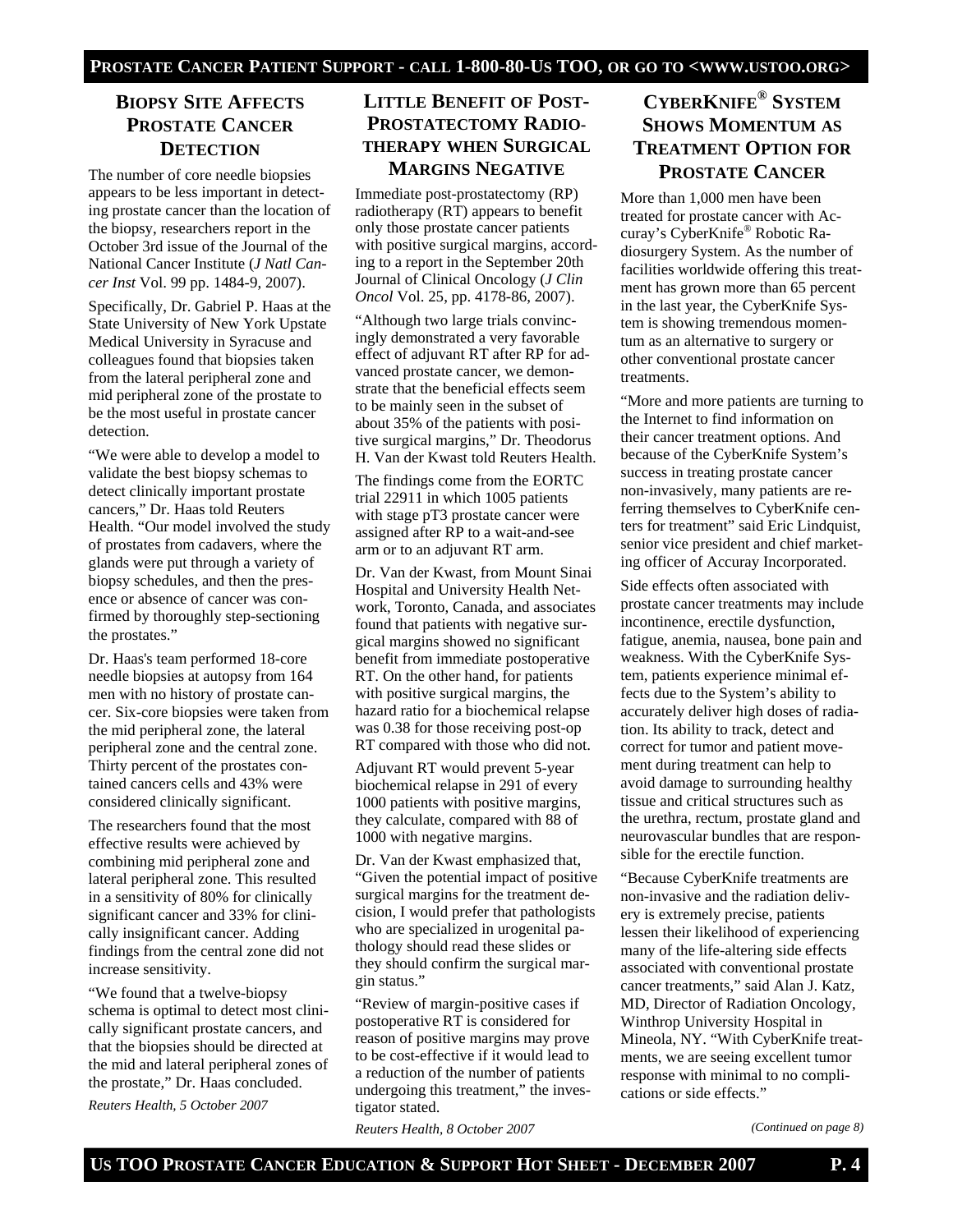## Biopsy Site Affects Prostate Cancer Detection

The number of core needle biopsies appears to be less important in detecting prostate cancer than the location of the biopsy, researchers report in the October 3rd issue of the Journal of the National Cancer Institute (*J Natl Cancer Inst* Vol. 99 pp. 1484-9, 2007).

Specifically, Dr. Gabriel P. Haas at the State University of New York Upstate Medical University in Syracuse and colleagues found that biopsies taken from the lateral peripheral zone and mid peripheral zone of the prostate to be the most useful in prostate cancer detection.

"We were able to develop a model to validate the best biopsy schemas to detect clinically important prostate cancers," Dr. Haas told Reuters Health. "Our model involved the study of prostates from cadavers, where the glands were put through a variety of biopsy schedules, and then the presence or absence of cancer was confirmed by thoroughly step-sectioning the prostates."

Dr. Haas's team performed 18-core needle biopsies at autopsy from 164 men with no history of prostate cancer. Six-core biopsies were taken from the mid peripheral zone, the lateral peripheral zone and the central zone. Thirty percent of the prostates contained cancers cells and 43% were considered clinically significant.

The researchers found that the most effective results were achieved by combining mid peripheral zone and lateral peripheral zone. This resulted in a sensitivity of 80% for clinically significant cancer and 33% for clinically insignificant cancer. Adding findings from the central zone did not increase sensitivity.

"We found that a twelve-biopsy schema is optimal to detect most clinically significant prostate cancers, and that the biopsies should be directed at the mid and lateral peripheral zones of the prostate," Dr. Haas concluded.

*Reuters Health, 5 October 2007*

## Little Benefit of Post-Prostatectomy Radiotherapy when Surgical Margins Negative

Immediate post-prostatectomy (RP) radiotherapy (RT) appears to benefit only those prostate cancer patients with positive surgical margins, according to a report in the September 20th Journal of Clinical Oncology (*J Clin Oncol* Vol. 25, pp. 4178-86, 2007).

"Although two large trials convincingly demonstrated a very favorable effect of adjuvant RT after RP for advanced prostate cancer, we demonstrate that the beneficial effects seem to be mainly seen in the subset of about 35% of the patients with positive surgical margins," Dr. Theodorus H. Van der Kwast told Reuters Health.

The findings come from the EORTC trial 22911 in which 1005 patients with stage pT3 prostate cancer were assigned after RP to a wait-and-see arm or to an adjuvant RT arm.

Dr. Van der Kwast, from Mount Sinai Hospital and University Health Network, Toronto, Canada, and associates found that patients with negative surgical margins showed no significant benefit from immediate postoperative RT. On the other hand, for patients with positive surgical margins, the hazard ratio for a biochemical relapse was 0.38 for those receiving post-op RT compared with those who did not.

Adjuvant RT would prevent 5-year biochemical relapse in 291 of every 1000 patients with positive margins, they calculate, compared with 88 of 1000 with negative margins.

Dr. Van der Kwast emphasized that, "Given the potential impact of positive surgical margins for the treatment decision, I would prefer that pathologists who are specialized in urogenital pathology should read these slides or they should confirm the surgical margin status."

"Review of margin-positive cases if postoperative RT is considered for reason of positive margins may prove to be cost-effective if it would lead to a reduction of the number of patients undergoing this treatment," the investigator stated.

*Reuters Health, 8 October 2007*

## CyberKnife® System Shows Momentum as Treatment Option for Prostate Cancer

More than 1,000 men have been treated for prostate cancer with Accuray's CyberKnife® Robotic Radiosurgery System. As the number of facilities worldwide offering this treatment has grown more than 65 percent in the last year, the CyberKnife System is showing tremendous momentum as an alternative to surgery or other conventional prostate cancer treatments.

"More and more patients are turning to the Internet to find information on their cancer treatment options. And because of the CyberKnife System's success in treating prostate cancer non-invasively, many patients are referring themselves to CyberKnife centers for treatment" said Eric Lindquist, senior vice president and chief marketing officer of Accuray Incorporated.

Side effects often associated with prostate cancer treatments may include incontinence, erectile dysfunction, fatigue, anemia, nausea, bone pain and weakness. With the CyberKnife System, patients experience minimal effects due to the System's ability to accurately deliver high doses of radiation. Its ability to track, detect and correct for tumor and patient movement during treatment can help to avoid damage to surrounding healthy tissue and critical structures such as the urethra, rectum, prostate gland and neurovascular bundles that are responsible for the erectile function.

"Because CyberKnife treatments are non-invasive and the radiation delivery is extremely precise, patients lessen their likelihood of experiencing many of the life-altering side effects associated with conventional prostate cancer treatments," said Alan J. Katz, MD, Director of Radiation Oncology, Winthrop University Hospital in Mineola, NY. "With CyberKnife treatments, we are seeing excellent tumor response with minimal to no complications or side effects."

*(Continued on page 8)*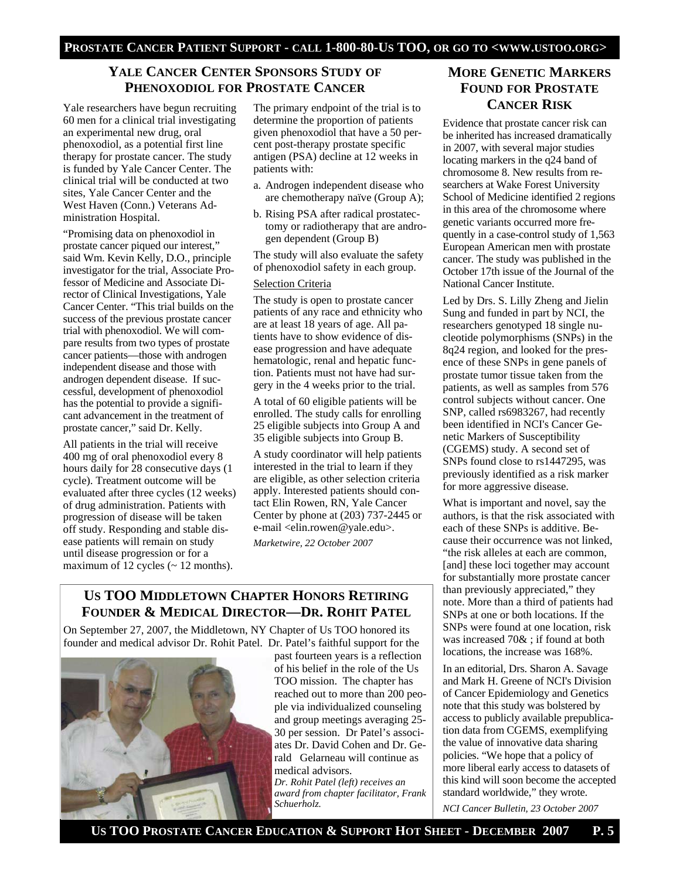## YALE CANCER CENTER SPONSORS STUDY OF PHENOXODIOL FOR PROSTATE CANCER

Yale researchers have begun recruiting 60 men for a clinical trial investigating an experimental new drug, oral phenoxodiol, as a potential first line therapy for prostate cancer. The study is funded by Yale Cancer Center. The clinical trial will be conducted at two sites, Yale Cancer Center and the West Haven (Conn.) Veterans Administration Hospital.

"Promising data on phenoxodiol in prostate cancer piqued our interest," said Wm. Kevin Kelly, D.O., principle investigator for the trial, Associate Professor of Medicine and Associate Director of Clinical Investigations, Yale Cancer Center. "This trial builds on the success of the previous prostate cancer trial with phenoxodiol. We will compare results from two types of prostate cancer patients—those with androgen independent disease and those with androgen dependent disease. If successful, development of phenoxodiol has the potential to provide a significant advancement in the treatment of prostate cancer," said Dr. Kelly.

All patients in the trial will receive 400 mg of oral phenoxodiol every 8 hours daily for 28 consecutive days (1 cycle). Treatment outcome will be evaluated after three cycles (12 weeks) of drug administration. Patients with progression of disease will be taken off study. Responding and stable disease patients will remain on study until disease progression or for a maximum of 12 cycles (~ 12 months).

The primary endpoint of the trial is to determine the proportion of patients given phenoxodiol that have a 50 percent post-therapy prostate specific antigen (PSA) decline at 12 weeks in patients with:

a. Androgen independent disease who are chemotherapy naïve (Group A);
b. Rising PSA after radical prostatectomy or radiotherapy that are androgen dependent (Group B)

The study will also evaluate the safety of phenoxodiol safety in each group.

Selection Criteria

The study is open to prostate cancer patients of any race and ethnicity who are at least 18 years of age. All patients have to show evidence of disease progression and have adequate hematologic, renal and hepatic function. Patients must not have had surgery in the 4 weeks prior to the trial.

A total of 60 eligible patients will be enrolled. The study calls for enrolling 25 eligible subjects into Group A and 35 eligible subjects into Group B.

A study coordinator will help patients interested in the trial to learn if they are eligible, as other selection criteria apply. Interested patients should contact Elin Rowen, RN, Yale Cancer Center by phone at (203) 737-2445 or e-mail <elin.rowen@yale.edu>.

*Marketwire, 22 October 2007*

## US TOO MIDDLETOWN CHAPTER HONORS RETIRING FOUNDER & MEDICAL DIRECTOR—DR. ROHIT PATEL

On September 27, 2007, the Middletown, NY Chapter of Us TOO honored its founder and medical advisor Dr. Rohit Patel. Dr. Patel's faithful support for the past fourteen years is a reflection of his belief in the role of the Us TOO mission. The chapter has reached out to more than 200 people via individualized counseling and group meetings averaging 25-30 per session. Dr Patel's associates Dr. David Cohen and Dr. Gerald Gelarneau will continue as medical advisors.

*Dr. Rohit Patel (left) receives an award from chapter facilitator, Frank Schuerholz.*

## MORE GENETIC MARKERS FOUND FOR PROSTATE CANCER RISK

Evidence that prostate cancer risk can be inherited has increased dramatically in 2007, with several major studies locating markers in the q24 band of chromosome 8. New results from researchers at Wake Forest University School of Medicine identified 2 regions in this area of the chromosome where genetic variants occurred more frequently in a case-control study of 1,563 European American men with prostate cancer. The study was published in the October 17th issue of the Journal of the National Cancer Institute.

Led by Drs. S. Lilly Zheng and Jielin Sung and funded in part by NCI, the researchers genotyped 18 single nucleotide polymorphisms (SNPs) in the 8q24 region, and looked for the presence of these SNPs in gene panels of prostate tumor tissue taken from the patients, as well as samples from 576 control subjects without cancer. One SNP, called rs6983267, had recently been identified in NCI's Cancer Genetic Markers of Susceptibility (CGEMS) study. A second set of SNPs found close to rs1447295, was previously identified as a risk marker for more aggressive disease.

What is important and novel, say the authors, is that the risk associated with each of these SNPs is additive. Because their occurrence was not linked, "the risk alleles at each are common, [and] these loci together may account for substantially more prostate cancer than previously appreciated," they note. More than a third of patients had SNPs at one or both locations. If the SNPs were found at one location, risk was increased 70& ; if found at both locations, the increase was 168%.

In an editorial, Drs. Sharon A. Savage and Mark H. Greene of NCI's Division of Cancer Epidemiology and Genetics note that this study was bolstered by access to publicly available prepublication data from CGEMS, exemplifying the value of innovative data sharing policies. "We hope that a policy of more liberal early access to datasets of this kind will soon become the accepted standard worldwide," they wrote.

*NCI Cancer Bulletin, 23 October 2007*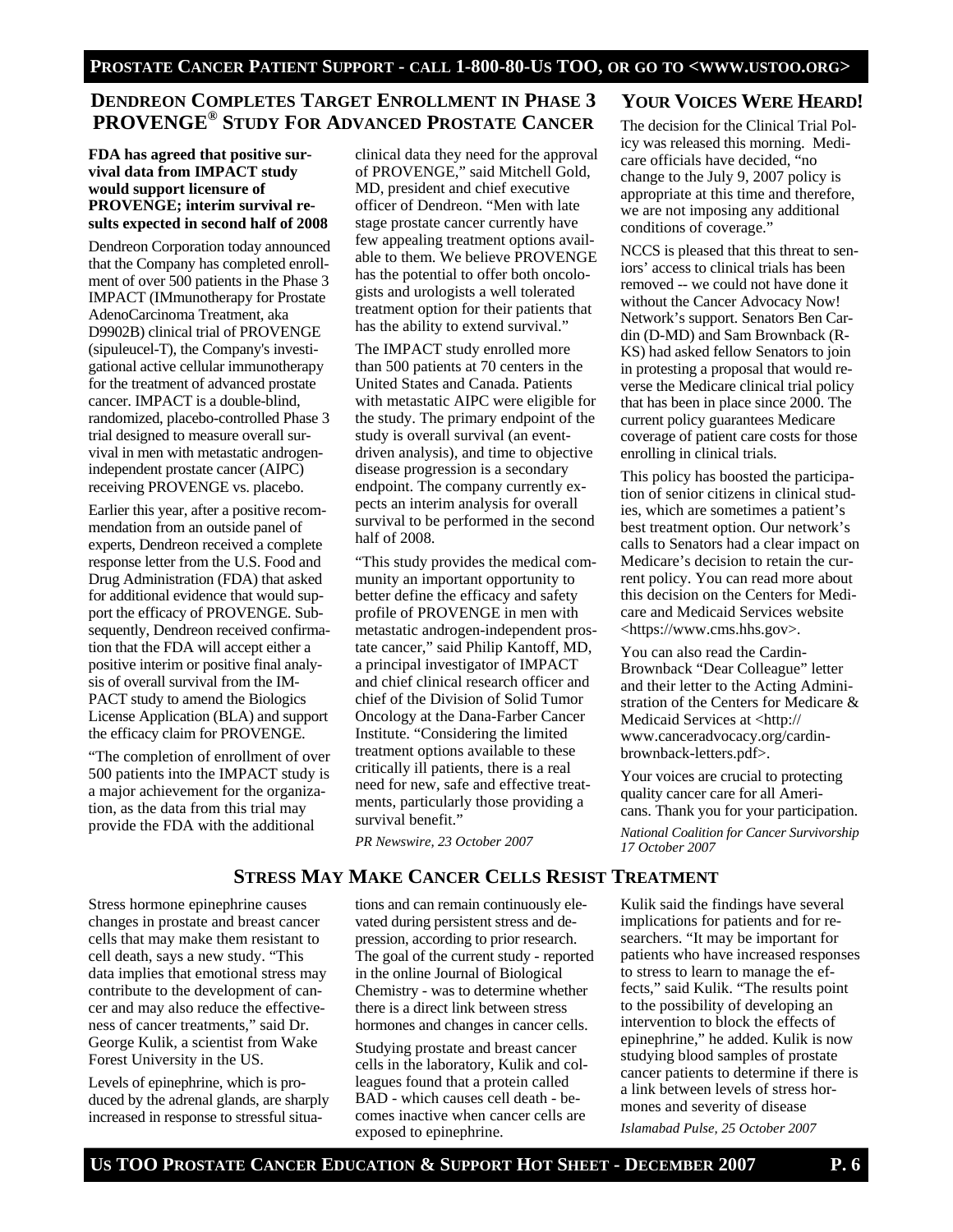## Dendreon Completes Target Enrollment in Phase 3 PROVENGE® Study For Advanced Prostate Cancer

**FDA has agreed that positive survival data from IMPACT study would support licensure of PROVENGE; interim survival results expected in second half of 2008**

Dendreon Corporation today announced that the Company has completed enrollment of over 500 patients in the Phase 3 IMPACT (IMmunotherapy for Prostate AdenoCarcinoma Treatment, aka D9902B) clinical trial of PROVENGE (sipuleucel-T), the Company's investigational active cellular immunotherapy for the treatment of advanced prostate cancer. IMPACT is a double-blind, randomized, placebo-controlled Phase 3 trial designed to measure overall survival in men with metastatic androgen-independent prostate cancer (AIPC) receiving PROVENGE vs. placebo.

Earlier this year, after a positive recommendation from an outside panel of experts, Dendreon received a complete response letter from the U.S. Food and Drug Administration (FDA) that asked for additional evidence that would support the efficacy of PROVENGE. Subsequently, Dendreon received confirmation that the FDA will accept either a positive interim or positive final analysis of overall survival from the IMPACT study to amend the Biologics License Application (BLA) and support the efficacy claim for PROVENGE.

"The completion of enrollment of over 500 patients into the IMPACT study is a major achievement for the organization, as the data from this trial may provide the FDA with the additional clinical data they need for the approval of PROVENGE," said Mitchell Gold, MD, president and chief executive officer of Dendreon. "Men with late stage prostate cancer currently have few appealing treatment options available to them. We believe PROVENGE has the potential to offer both oncologists and urologists a well tolerated treatment option for their patients that has the ability to extend survival."

The IMPACT study enrolled more than 500 patients at 70 centers in the United States and Canada. Patients with metastatic AIPC were eligible for the study. The primary endpoint of the study is overall survival (an event-driven analysis), and time to objective disease progression is a secondary endpoint. The company currently expects an interim analysis for overall survival to be performed in the second half of 2008.

"This study provides the medical community an important opportunity to better define the efficacy and safety profile of PROVENGE in men with metastatic androgen-independent prostate cancer," said Philip Kantoff, MD, a principal investigator of IMPACT and chief clinical research officer and chief of the Division of Solid Tumor Oncology at the Dana-Farber Cancer Institute. "Considering the limited treatment options available to these critically ill patients, there is a real need for new, safe and effective treatments, particularly those providing a survival benefit."

*PR Newswire, 23 October 2007*

## Your Voices Were Heard!

The decision for the Clinical Trial Policy was released this morning. Medicare officials have decided, "no change to the July 9, 2007 policy is appropriate at this time and therefore, we are not imposing any additional conditions of coverage."

NCCS is pleased that this threat to seniors' access to clinical trials has been removed -- we could not have done it without the Cancer Advocacy Now! Network's support. Senators Ben Cardin (D-MD) and Sam Brownback (R-KS) had asked fellow Senators to join in protesting a proposal that would reverse the Medicare clinical trial policy that has been in place since 2000. The current policy guarantees Medicare coverage of patient care costs for those enrolling in clinical trials.

This policy has boosted the participation of senior citizens in clinical studies, which are sometimes a patient's best treatment option. Our network's calls to Senators had a clear impact on Medicare's decision to retain the current policy. You can read more about this decision on the Centers for Medicare and Medicaid Services website <https://www.cms.hhs.gov>.

You can also read the Cardin-Brownback "Dear Colleague" letter and their letter to the Acting Administration of the Centers for Medicare & Medicaid Services at <http://www.canceradvocacy.org/cardin-brownback-letters.pdf>.

Your voices are crucial to protecting quality cancer care for all Americans. Thank you for your participation.

*National Coalition for Cancer Survivorship 17 October 2007*

## Stress May Make Cancer Cells Resist Treatment

Stress hormone epinephrine causes changes in prostate and breast cancer cells that may make them resistant to cell death, says a new study. "This data implies that emotional stress may contribute to the development of cancer and may also reduce the effectiveness of cancer treatments," said Dr. George Kulik, a scientist from Wake Forest University in the US.

Levels of epinephrine, which is produced by the adrenal glands, are sharply increased in response to stressful situations and can remain continuously elevated during persistent stress and depression, according to prior research. The goal of the current study - reported in the online Journal of Biological Chemistry - was to determine whether there is a direct link between stress hormones and changes in cancer cells.

Studying prostate and breast cancer cells in the laboratory, Kulik and colleagues found that a protein called BAD - which causes cell death - becomes inactive when cancer cells are exposed to epinephrine.

Kulik said the findings have several implications for patients and for researchers. "It may be important for patients who have increased responses to stress to learn to manage the effects," said Kulik. "The results point to the possibility of developing an intervention to block the effects of epinephrine," he added. Kulik is now studying blood samples of prostate cancer patients to determine if there is a link between levels of stress hormones and severity of disease

*Islamabad Pulse, 25 October 2007*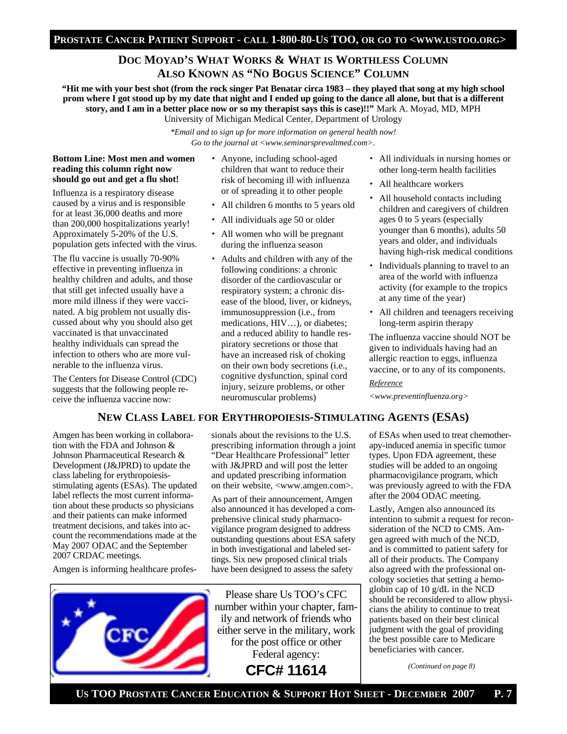## Doc Moyad's What Works & What is Worthless Column Also Known as "No Bogus Science" Column

**"Hit me with your best shot (from the rock singer Pat Benatar circa 1983 – they played that song at my high school prom where I got stood up by my date that night and I ended up going to the dance all alone, but that is a different story, and I am in a better place now or so my therapist says this is case)!!"** Mark A. Moyad, MD, MPH
University of Michigan Medical Center, Department of Urology

*\*Email and to sign up for more information on general health now! Go to the journal at <www.seminarsprevaltmed.com>.*

**Bottom Line: Most men and women reading this column right now should go out and get a flu shot!**

Influenza is a respiratory disease caused by a virus and is responsible for at least 36,000 deaths and more than 200,000 hospitalizations yearly! Approximately 5-20% of the U.S. population gets infected with the virus.

The flu vaccine is usually 70-90% effective in preventing influenza in healthy children and adults, and those that still get infected usually have a more mild illness if they were vaccinated. A big problem not usually discussed about why you should also get vaccinated is that unvaccinated healthy individuals can spread the infection to others who are more vulnerable to the influenza virus.

The Centers for Disease Control (CDC) suggests that the following people receive the influenza vaccine now:

- Anyone, including school-aged children that want to reduce their risk of becoming ill with influenza or of spreading it to other people
- All children 6 months to 5 years old
- All individuals age 50 or older
- All women who will be pregnant during the influenza season
- Adults and children with any of the following conditions: a chronic disorder of the cardiovascular or respiratory system; a chronic disease of the blood, liver, or kidneys, immunosuppression (i.e., from medications, HIV…), or diabetes; and a reduced ability to handle respiratory secretions or those that have an increased risk of choking on their own body secretions (i.e., cognitive dysfunction, spinal cord injury, seizure problems, or other neuromuscular problems)
- All individuals in nursing homes or other long-term health facilities
- All healthcare workers
- All household contacts including children and caregivers of children ages 0 to 5 years (especially younger than 6 months), adults 50 years and older, and individuals having high-risk medical conditions
- Individuals planning to travel to an area of the world with influenza activity (for example to the tropics at any time of the year)
- All children and teenagers receiving long-term aspirin therapy

The influenza vaccine should NOT be given to individuals having had an allergic reaction to eggs, influenza vaccine, or to any of its components.

*Reference*

*<www.preventinfluenza.org>*

## New Class Label for Erythropoiesis-Stimulating Agents (ESAs)

Amgen has been working in collaboration with the FDA and Johnson & Johnson Pharmaceutical Research & Development (J&JPRD) to update the class labeling for erythropoiesis-stimulating agents (ESAs). The updated label reflects the most current information about these products so physicians and their patients can make informed treatment decisions, and takes into account the recommendations made at the May 2007 ODAC and the September 2007 CRDAC meetings.

Amgen is informing healthcare professionals about the revisions to the U.S. prescribing information through a joint "Dear Healthcare Professional" letter with J&JPRD and will post the letter and updated prescribing information on their website, <www.amgen.com>.

As part of their announcement, Amgen also announced it has developed a comprehensive clinical study pharmacovigilance program designed to address outstanding questions about ESA safety in both investigational and labeled settings. Six new proposed clinical trials have been designed to assess the safety of ESAs when used to treat chemotherapy-induced anemia in specific tumor types. Upon FDA agreement, these studies will be added to an ongoing pharmacovigilance program, which was previously agreed to with the FDA after the 2004 ODAC meeting.

Lastly, Amgen also announced its intention to submit a request for reconsideration of the NCD to CMS. Amgen agreed with much of the NCD, and is committed to patient safety for all of their products. The Company also agreed with the professional oncology societies that setting a hemoglobin cap of 10 g/dL in the NCD should be reconsidered to allow physicians the ability to continue to treat patients based on their best clinical judgment with the goal of providing the best possible care to Medicare beneficiaries with cancer.

*(Continued on page 8)*

CFC

Please share Us TOO's CFC number within your chapter, family and network of friends who either serve in the military, work for the post office or other Federal agency:

**CFC# 11614**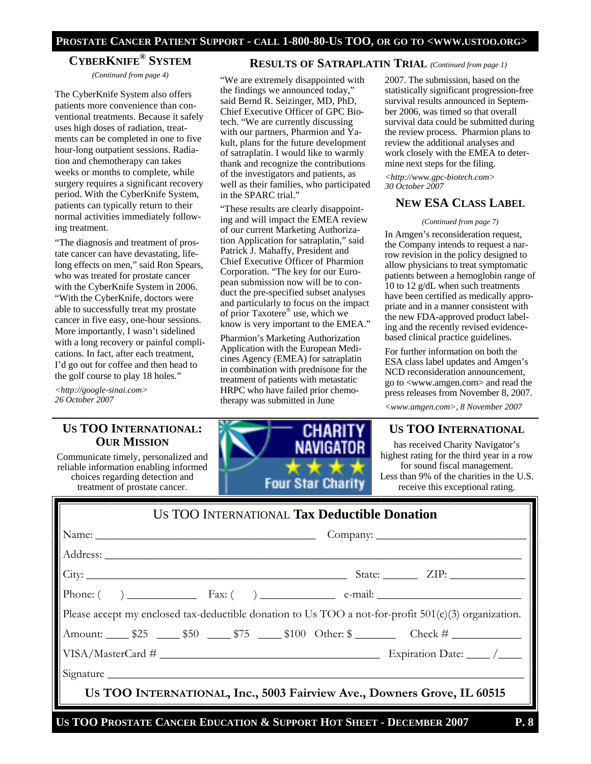## CyberKnife® System

*(Continued from page 4)*

The CyberKnife System also offers patients more convenience than conventional treatments. Because it safely uses high doses of radiation, treatments can be completed in one to five hour-long outpatient sessions. Radiation and chemotherapy can take weeks or months to complete, while surgery requires a significant recovery period. With the CyberKnife System, patients can typically return to their normal activities immediately following treatment.

"The diagnosis and treatment of prostate cancer can have devastating, lifelong effects on men," said Ron Spears, who was treated for prostate cancer with the CyberKnife System in 2006. "With the CyberKnife, doctors were able to successfully treat my prostate cancer in five easy, one-hour sessions. More importantly, I wasn't sidelined with a long recovery or painful complications. In fact, after each treatment, I'd go out for coffee and then head to the golf course to play 18 holes."

*<http://google-sinai.com>*
*26 October 2007*

## Results of Satraplatin Trial *(Continued from page 1)*

"We are extremely disappointed with the findings we announced today," said Bernd R. Seizinger, MD, PhD, Chief Executive Officer of GPC Biotech. "We are currently discussing with our partners, Pharmion and Yakult, plans for the future development of satraplatin. I would like to warmly thank and recognize the contributions of the investigators and patients, as well as their families, who participated in the SPARC trial."

"These results are clearly disappointing and will impact the EMEA review of our current Marketing Authorization Application for satraplatin," said Patrick J. Mahaffy, President and Chief Executive Officer of Pharmion Corporation. "The key for our European submission now will be to conduct the pre-specified subset analyses and particularly to focus on the impact of prior Taxotere® use, which we know is very important to the EMEA."

Pharmion's Marketing Authorization Application with the European Medicines Agency (EMEA) for satraplatin in combination with prednisone for the treatment of patients with metastatic HRPC who have failed prior chemotherapy was submitted in June 2007. The submission, based on the statistically significant progression-free survival results announced in September 2006, was timed so that overall survival data could be submitted during the review process. Pharmion plans to review the additional analyses and work closely with the EMEA to determine next steps for the filing.

*<http://www.gpc-biotech.com>*
*30 October 2007*

## New ESA Class Label

*(Continued from page 7)*

In Amgen's reconsideration request, the Company intends to request a narrow revision in the policy designed to allow physicians to treat symptomatic patients between a hemoglobin range of 10 to 12 g/dL when such treatments have been certified as medically appropriate and in a manner consistent with the new FDA-approved product labeling and the recently revised evidence-based clinical practice guidelines.

For further information on both the ESA class label updates and Amgen's NCD reconsideration announcement, go to <www.amgen.com> and read the press releases from November 8, 2007.

*<www.amgen.com>, 8 November 2007*

## Us TOO International: Our Mission

Communicate timely, personalized and reliable information enabling informed choices regarding detection and treatment of prostate cancer.

CHARITY NAVIGATOR ★★★★ Four Star Charity

## Us TOO International

has received Charity Navigator's highest rating for the third year in a row for sound fiscal management. Less than 9% of the charities in the U.S. receive this exceptional rating.

## Us TOO International **Tax Deductible Donation**

Name: ______________________ Company: ______________________

Address: ______________________________________________

City: ______________________ State: ______ ZIP: ____________

Phone: ( ) __________ Fax: ( ) __________ e-mail: ______________

Please accept my enclosed tax-deductible donation to Us TOO a not-for-profit 501(c)(3) organization.

Amount: ____ $25 ____ $50 ____ $75 ____ $100 Other: $ _______ Check # __________

VISA/MasterCard # ______________________________ Expiration Date: ____ /____

Signature ______________________________________________

**Us TOO International, Inc., 5003 Fairview Ave., Downers Grove, IL 60515**